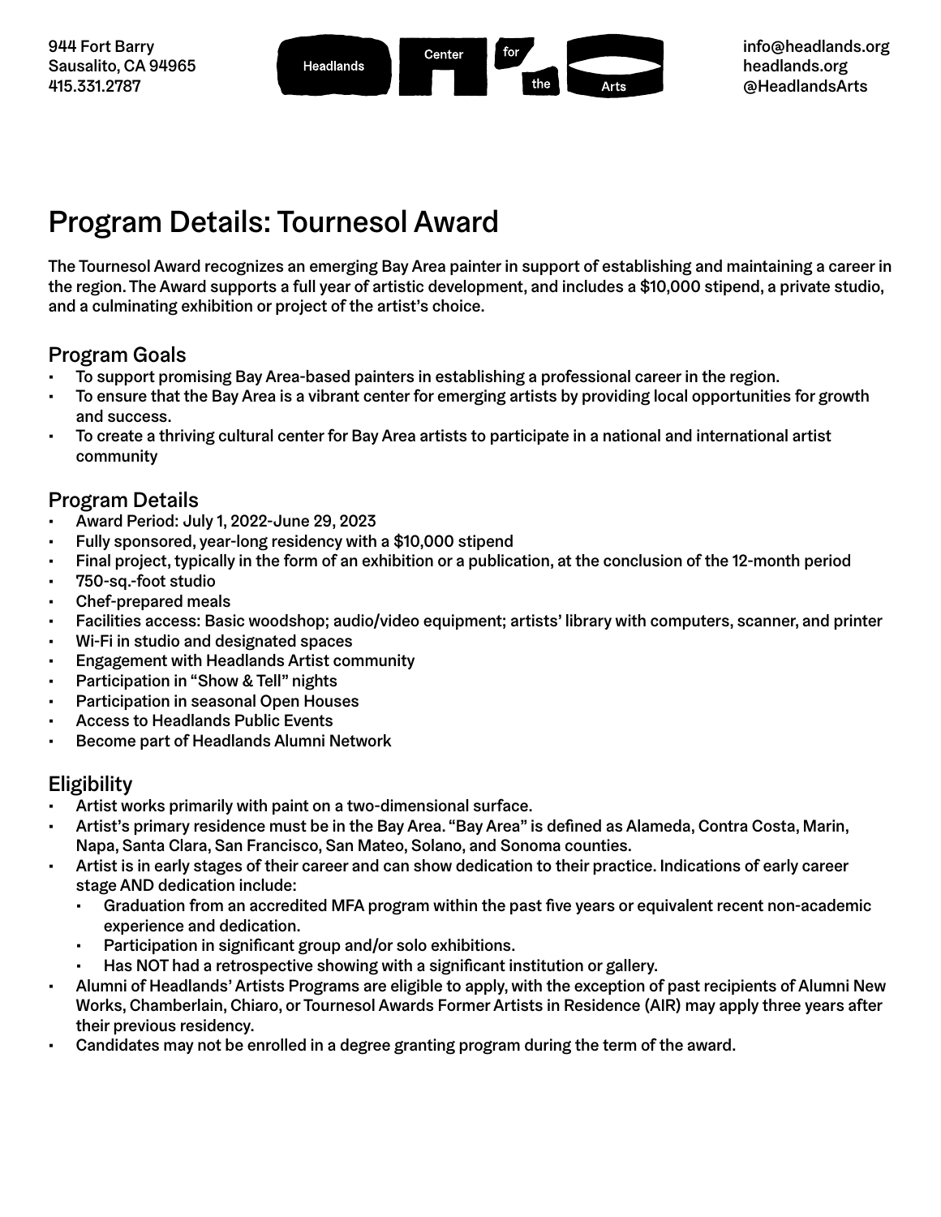944 Fort Barry
Sausalito, CA 94965
415.331.2787

Headlands Center for the Arts

info@headlands.org
headlands.org
@HeadlandsArts

# Program Details: Tournesol Award

The Tournesol Award recognizes an emerging Bay Area painter in support of establishing and maintaining a career in the region. The Award supports a full year of artistic development, and includes a $10,000 stipend, a private studio, and a culminating exhibition or project of the artist's choice.

## Program Goals

- To support promising Bay Area-based painters in establishing a professional career in the region.
- To ensure that the Bay Area is a vibrant center for emerging artists by providing local opportunities for growth and success.
- To create a thriving cultural center for Bay Area artists to participate in a national and international artist community

## Program Details

- Award Period: July 1, 2022-June 29, 2023
- Fully sponsored, year-long residency with a $10,000 stipend
- Final project, typically in the form of an exhibition or a publication, at the conclusion of the 12-month period
- 750-sq.-foot studio
- Chef-prepared meals
- Facilities access: Basic woodshop; audio/video equipment; artists' library with computers, scanner, and printer
- Wi-Fi in studio and designated spaces
- Engagement with Headlands Artist community
- Participation in "Show & Tell" nights
- Participation in seasonal Open Houses
- Access to Headlands Public Events
- Become part of Headlands Alumni Network

## Eligibility

- Artist works primarily with paint on a two-dimensional surface.
- Artist's primary residence must be in the Bay Area. "Bay Area" is defined as Alameda, Contra Costa, Marin, Napa, Santa Clara, San Francisco, San Mateo, Solano, and Sonoma counties.
- Artist is in early stages of their career and can show dedication to their practice. Indications of early career stage AND dedication include:
  - Graduation from an accredited MFA program within the past five years or equivalent recent non-academic experience and dedication.
  - Participation in significant group and/or solo exhibitions.
  - Has NOT had a retrospective showing with a significant institution or gallery.
- Alumni of Headlands' Artists Programs are eligible to apply, with the exception of past recipients of Alumni New Works, Chamberlain, Chiaro, or Tournesol Awards Former Artists in Residence (AIR) may apply three years after their previous residency.
- Candidates may not be enrolled in a degree granting program during the term of the award.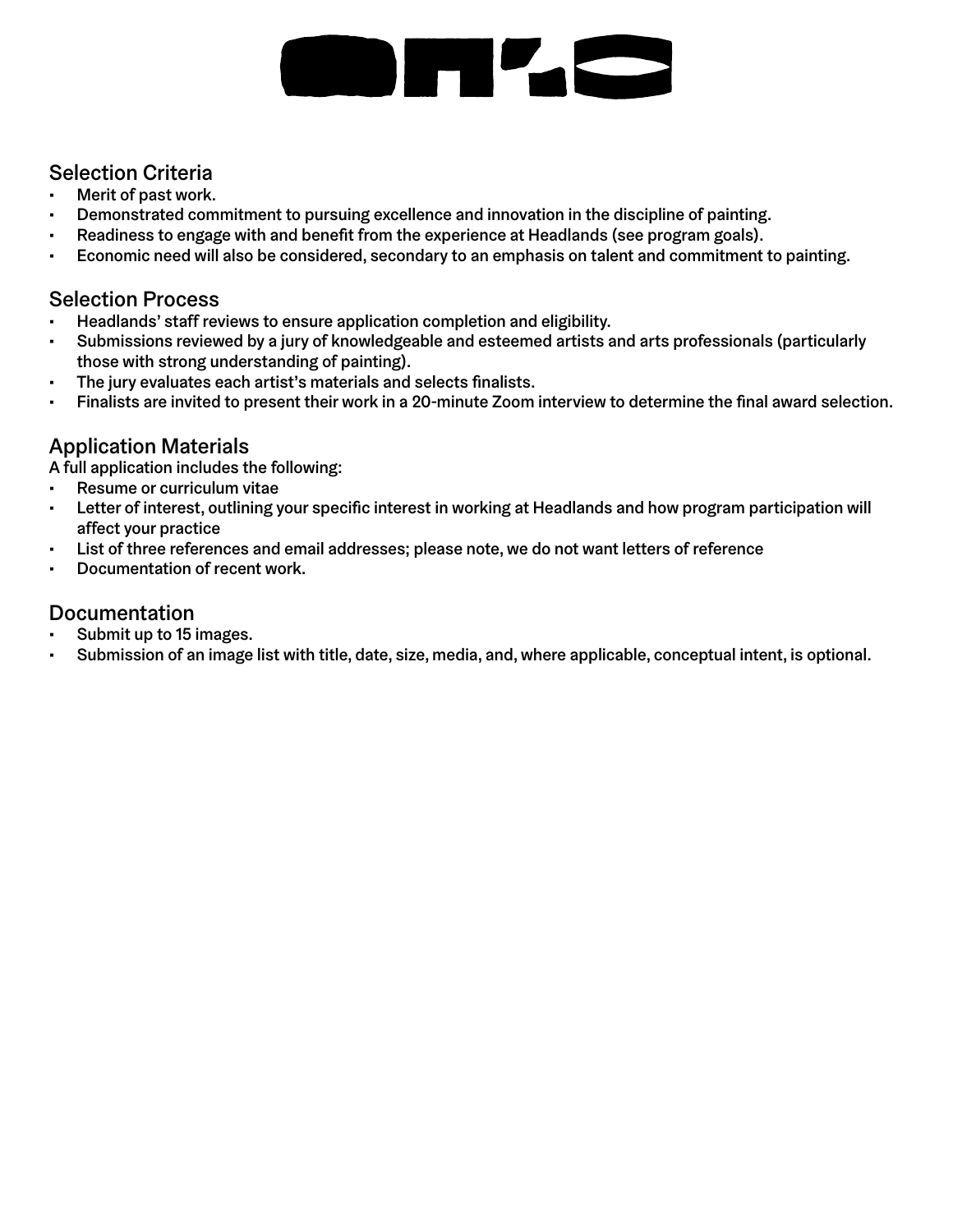## Selection Criteria

- Merit of past work.
- Demonstrated commitment to pursuing excellence and innovation in the discipline of painting.
- Readiness to engage with and benefit from the experience at Headlands (see program goals).
- Economic need will also be considered, secondary to an emphasis on talent and commitment to painting.

## Selection Process

- Headlands' staff reviews to ensure application completion and eligibility.
- Submissions reviewed by a jury of knowledgeable and esteemed artists and arts professionals (particularly those with strong understanding of painting).
- The jury evaluates each artist's materials and selects finalists.
- Finalists are invited to present their work in a 20-minute Zoom interview to determine the final award selection.

## Application Materials

A full application includes the following:

- Resume or curriculum vitae
- Letter of interest, outlining your specific interest in working at Headlands and how program participation will affect your practice
- List of three references and email addresses; please note, we do not want letters of reference
- Documentation of recent work.

## Documentation

- Submit up to 15 images.
- Submission of an image list with title, date, size, media, and, where applicable, conceptual intent, is optional.